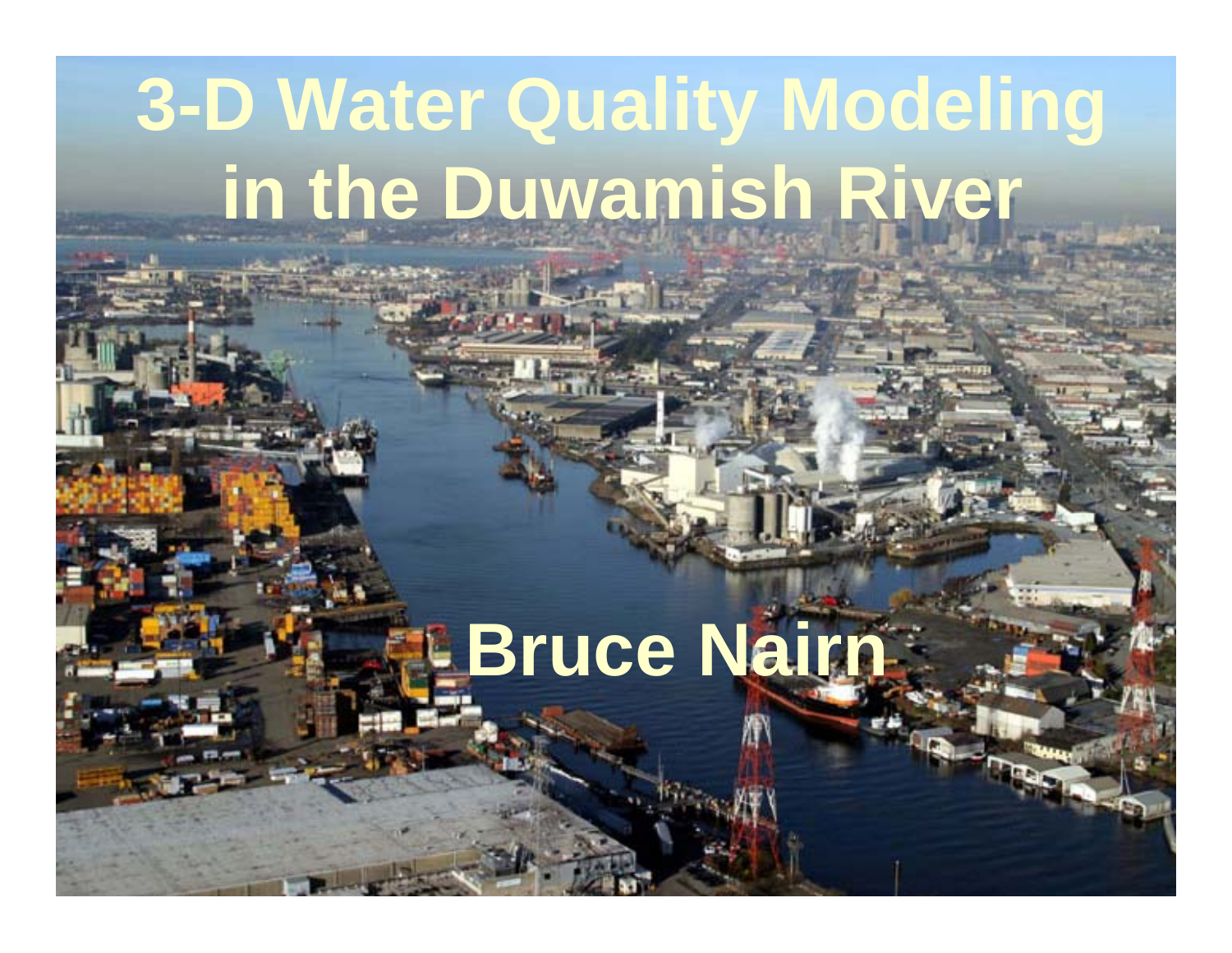# 3-D Water Quality Modeling in the Duwamish River

**Bruce Nairn**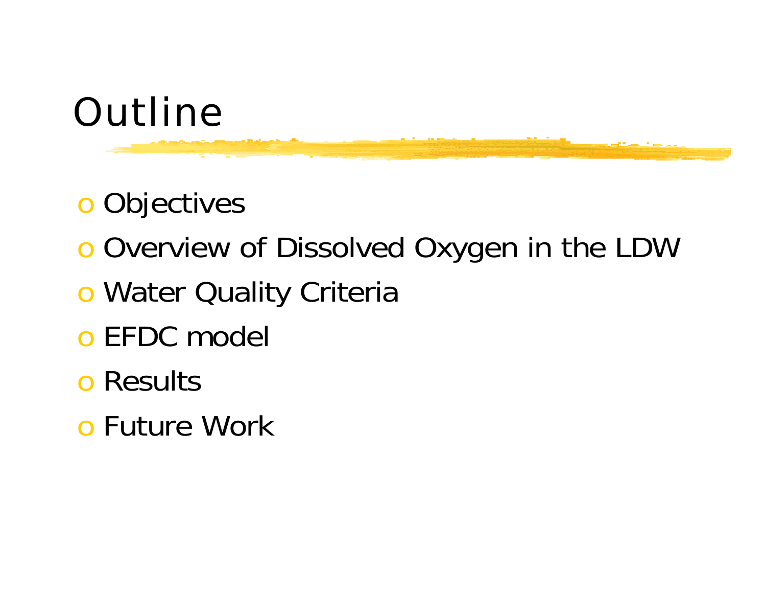# Outline

- Objectives
- Overview of Dissolved Oxygen in the LDW
- Water Quality Criteria
- EFDC model
- Results
- Future Work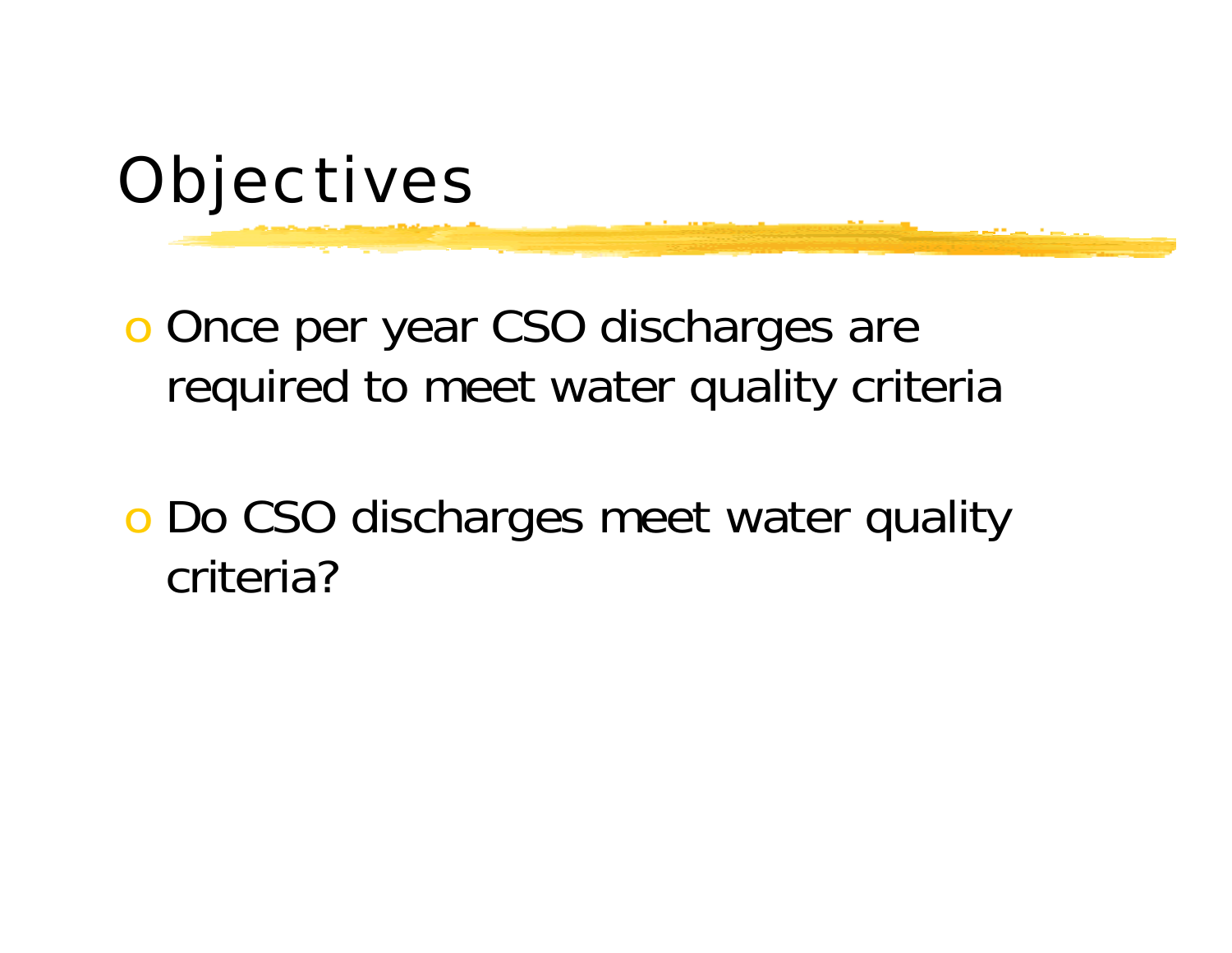# Objectives

- Once per year CSO discharges are required to meet water quality criteria

- Do CSO discharges meet water quality criteria?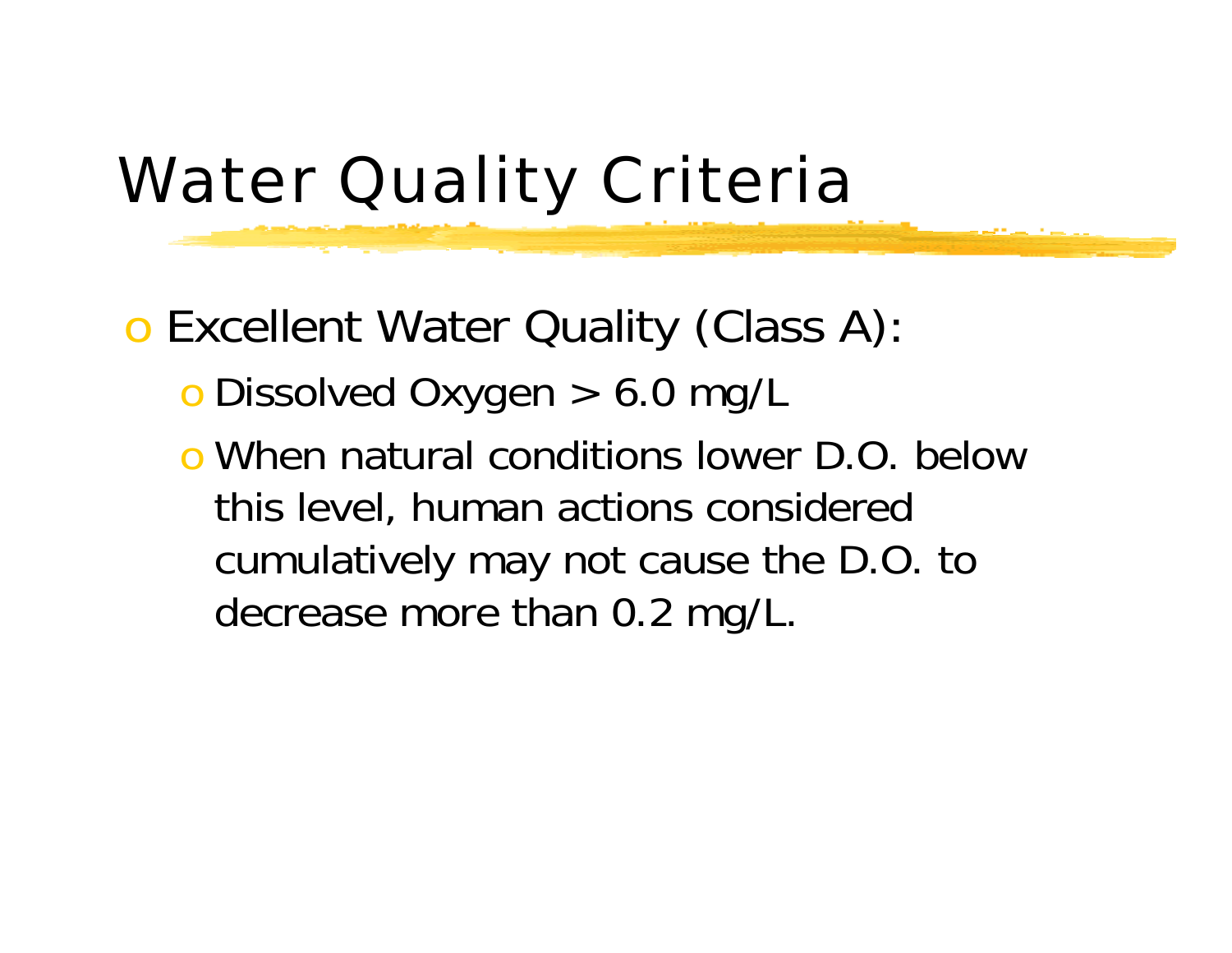# Water Quality Criteria

- Excellent Water Quality (Class A):
  - Dissolved Oxygen > 6.0 mg/L
  - When natural conditions lower D.O. below this level, human actions considered cumulatively may not cause the D.O. to decrease more than 0.2 mg/L.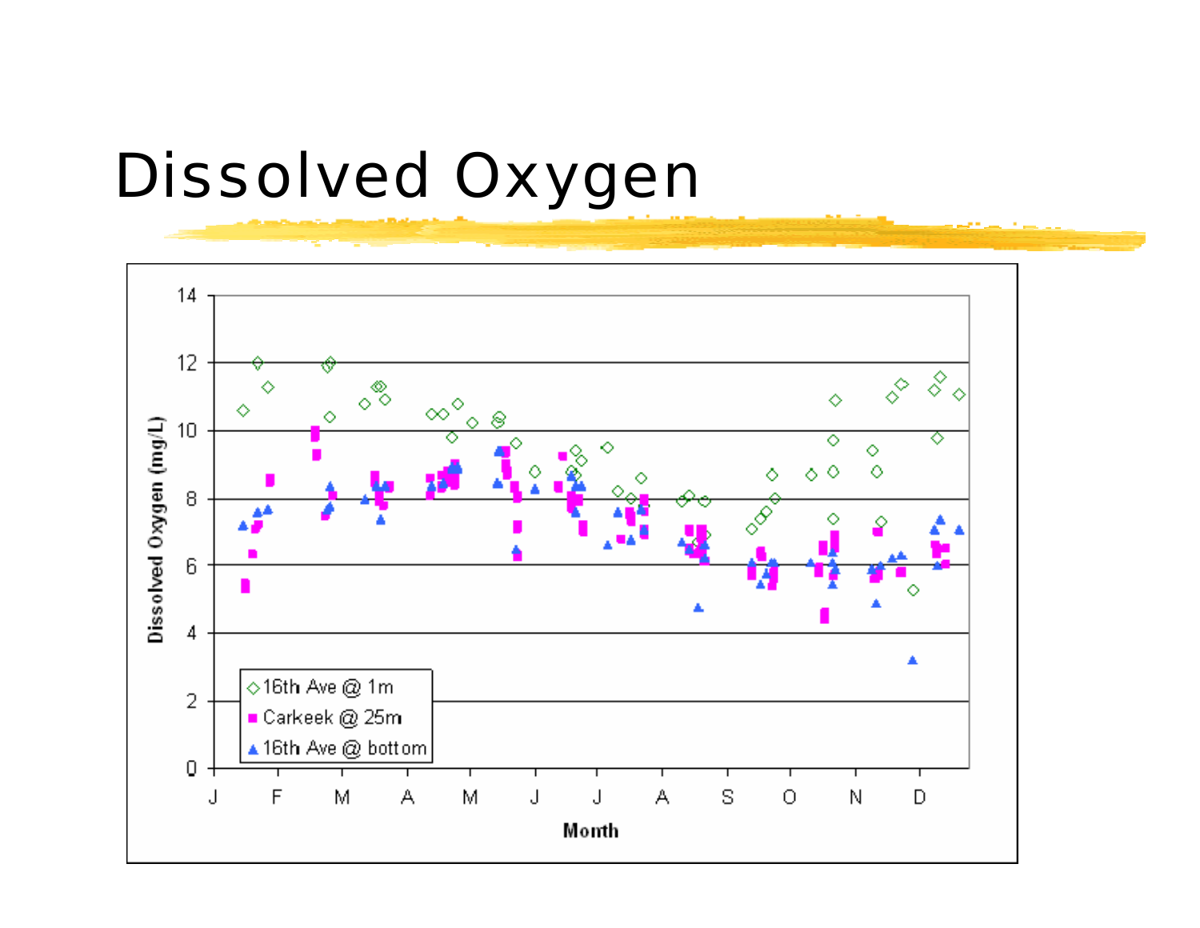# Dissolved Oxygen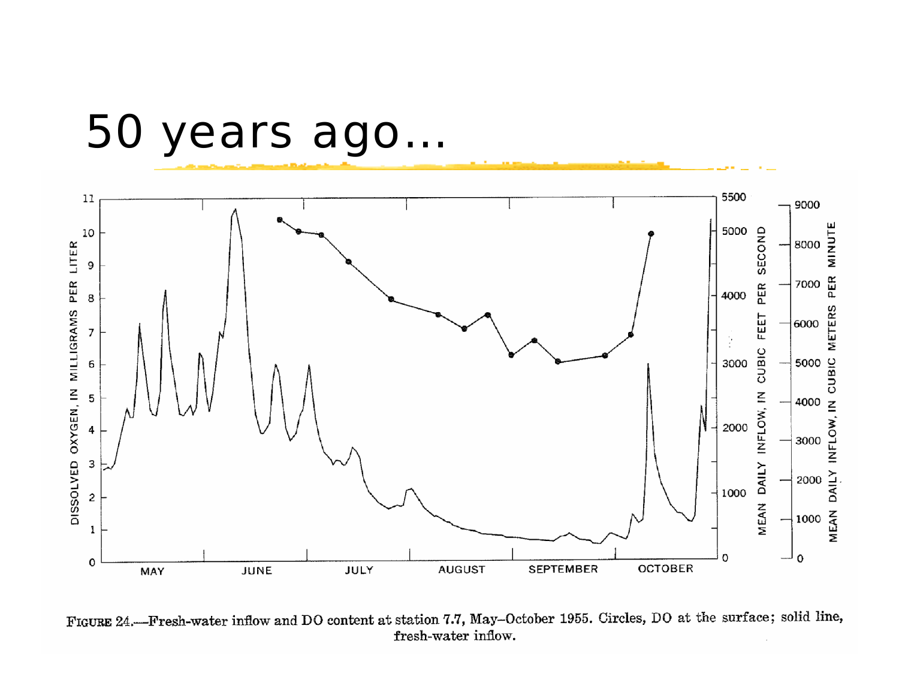# 50 years ago…

FIGURE 24.—Fresh-water inflow and DO content at station 7.7, May–October 1955. Circles, DO at the surface; solid line, fresh-water inflow.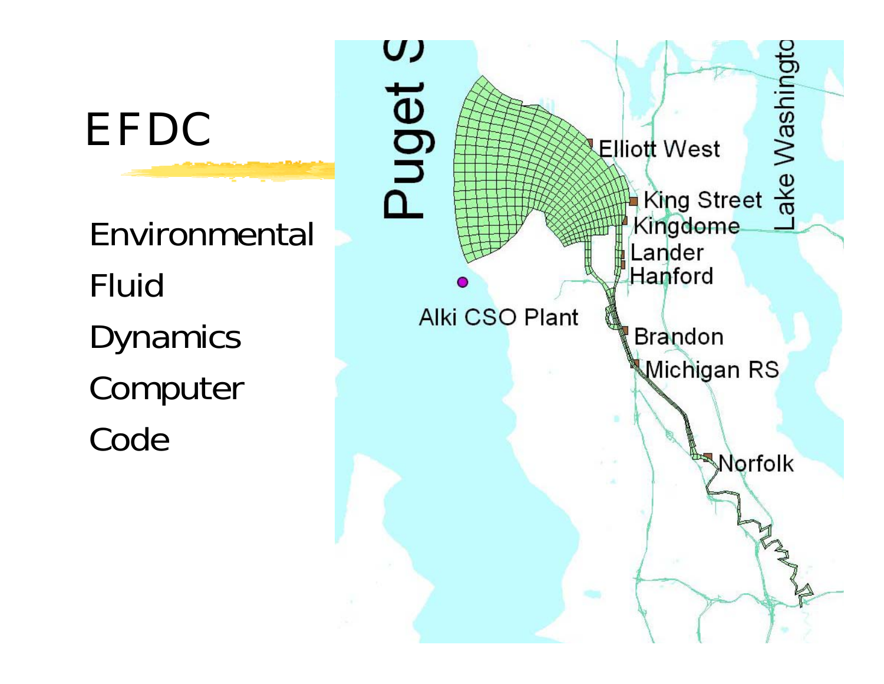# EFDC

Environmental

Fluid

Dynamics

Computer

Code

Puget S

Lake Washingto

Elliott West

King Street

Kingdome

Lander

Hanford

Alki CSO Plant

Brandon

Michigan RS

Norfolk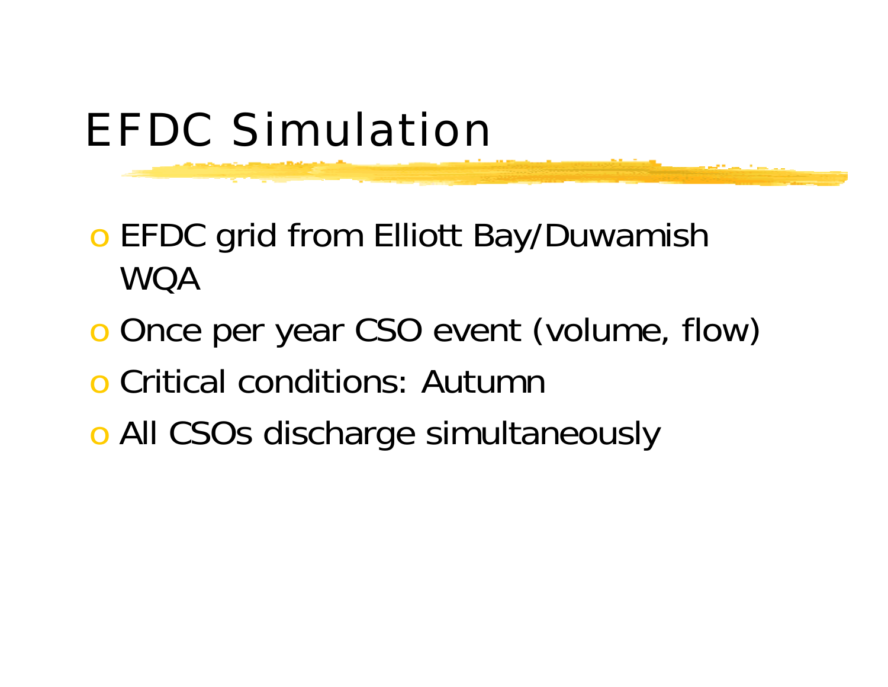# EFDC Simulation

- EFDC grid from Elliott Bay/Duwamish WQA
- Once per year CSO event (volume, flow)
- Critical conditions: Autumn
- All CSOs discharge simultaneously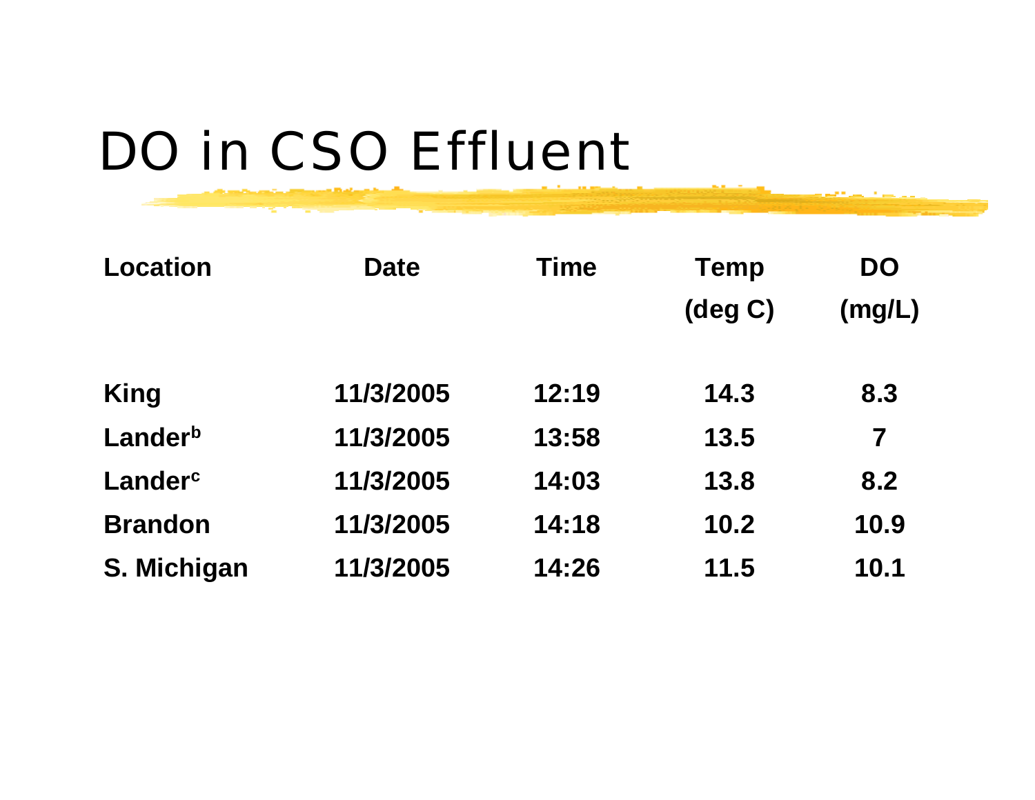# DO in CSO Effluent

| Location | Date | Time | Temp (deg C) | DO (mg/L) |
|---|---|---|---|---|
| King | 11/3/2005 | 12:19 | 14.3 | 8.3 |
| Lander[b] | 11/3/2005 | 13:58 | 13.5 | 7 |
| Lander[c] | 11/3/2005 | 14:03 | 13.8 | 8.2 |
| Brandon | 11/3/2005 | 14:18 | 10.2 | 10.9 |
| S. Michigan | 11/3/2005 | 14:26 | 11.5 | 10.1 |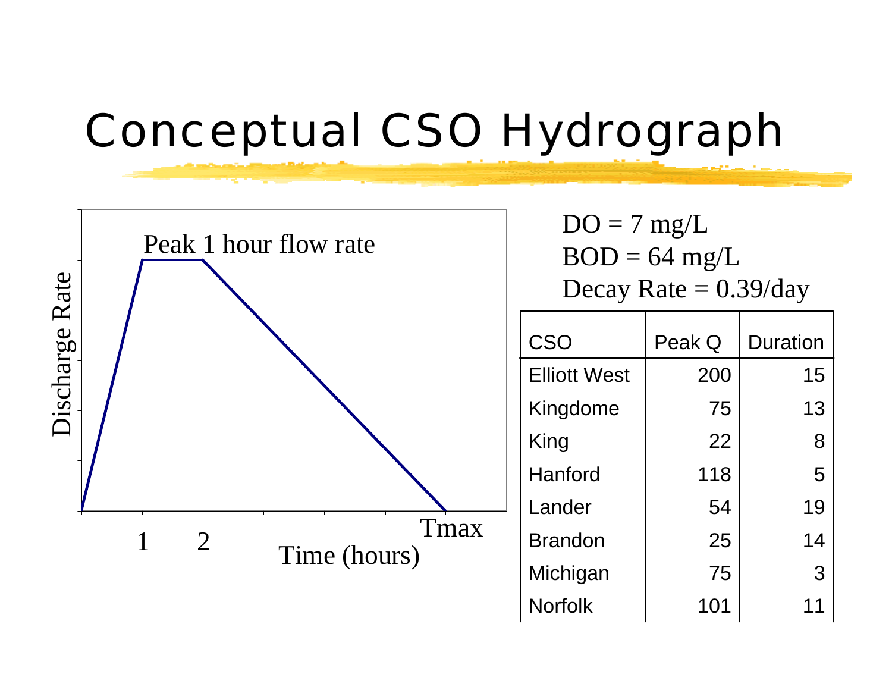# Conceptual CSO Hydrograph

Peak 1 hour flow rate

Discharge Rate

1 2 Tmax

Time (hours)

DO = 7 mg/L
BOD = 64 mg/L
Decay Rate = 0.39/day

| CSO | Peak Q | Duration |
|---|---|---|
| Elliott West | 200 | 15 |
| Kingdome | 75 | 13 |
| King | 22 | 8 |
| Hanford | 118 | 5 |
| Lander | 54 | 19 |
| Brandon | 25 | 14 |
| Michigan | 75 | 3 |
| Norfolk | 101 | 11 |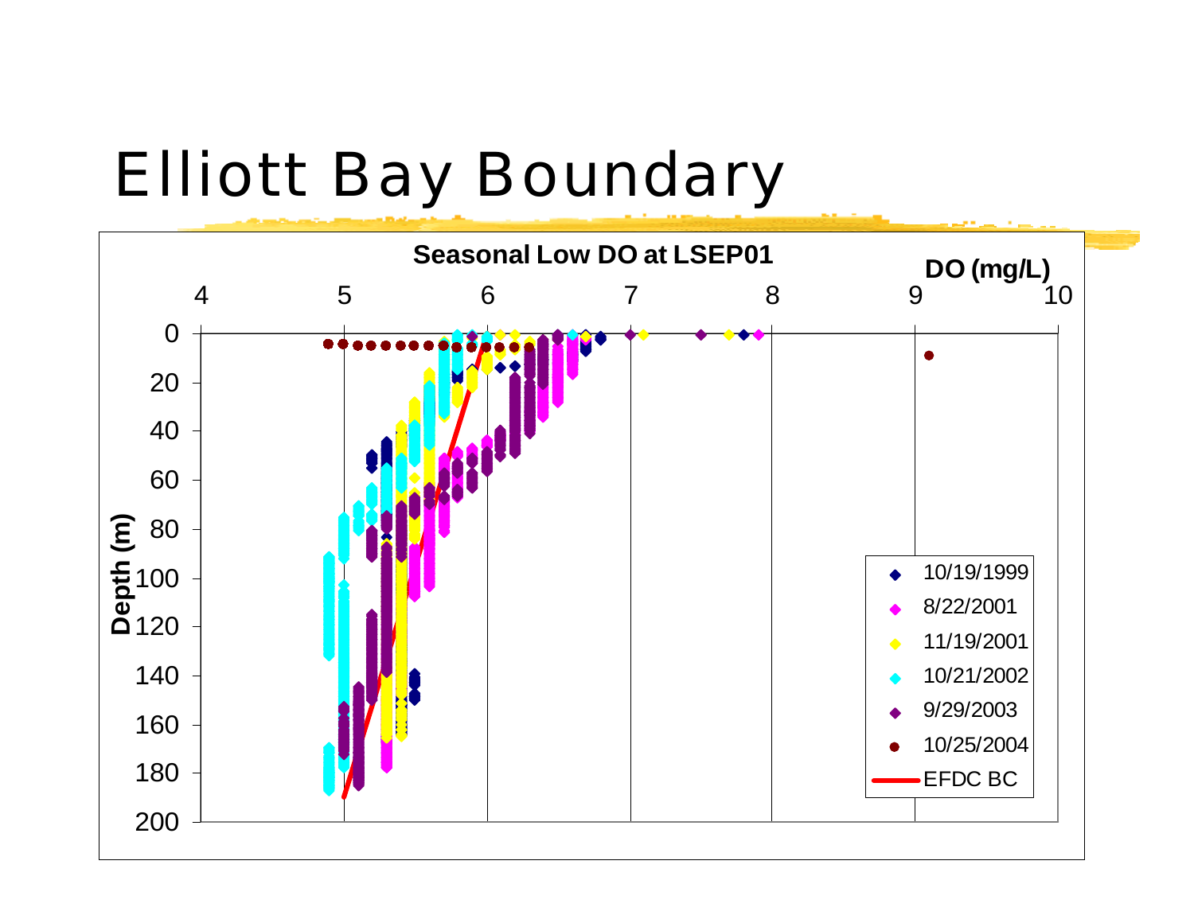# Elliott Bay Boundary

**Seasonal Low DO at LSEP01**

**DO (mg/L)**

4 5 6 7 8 9 10

**Depth (m)**

0 20 40 60 80 100 120 140 160 180 200

- 10/19/1999
- 8/22/2001
- 11/19/2001
- 10/21/2002
- 9/29/2003
- 10/25/2004
- EFDC BC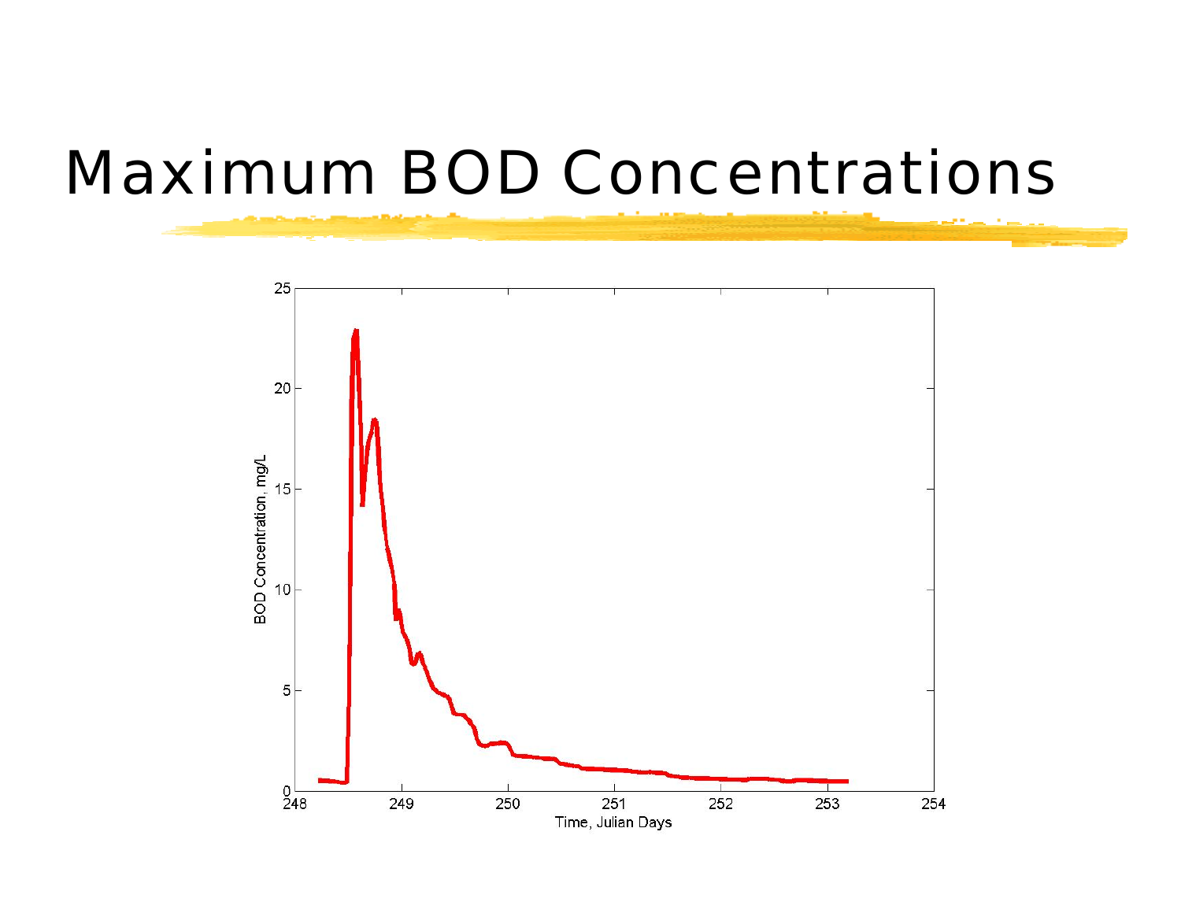# Maximum BOD Concentrations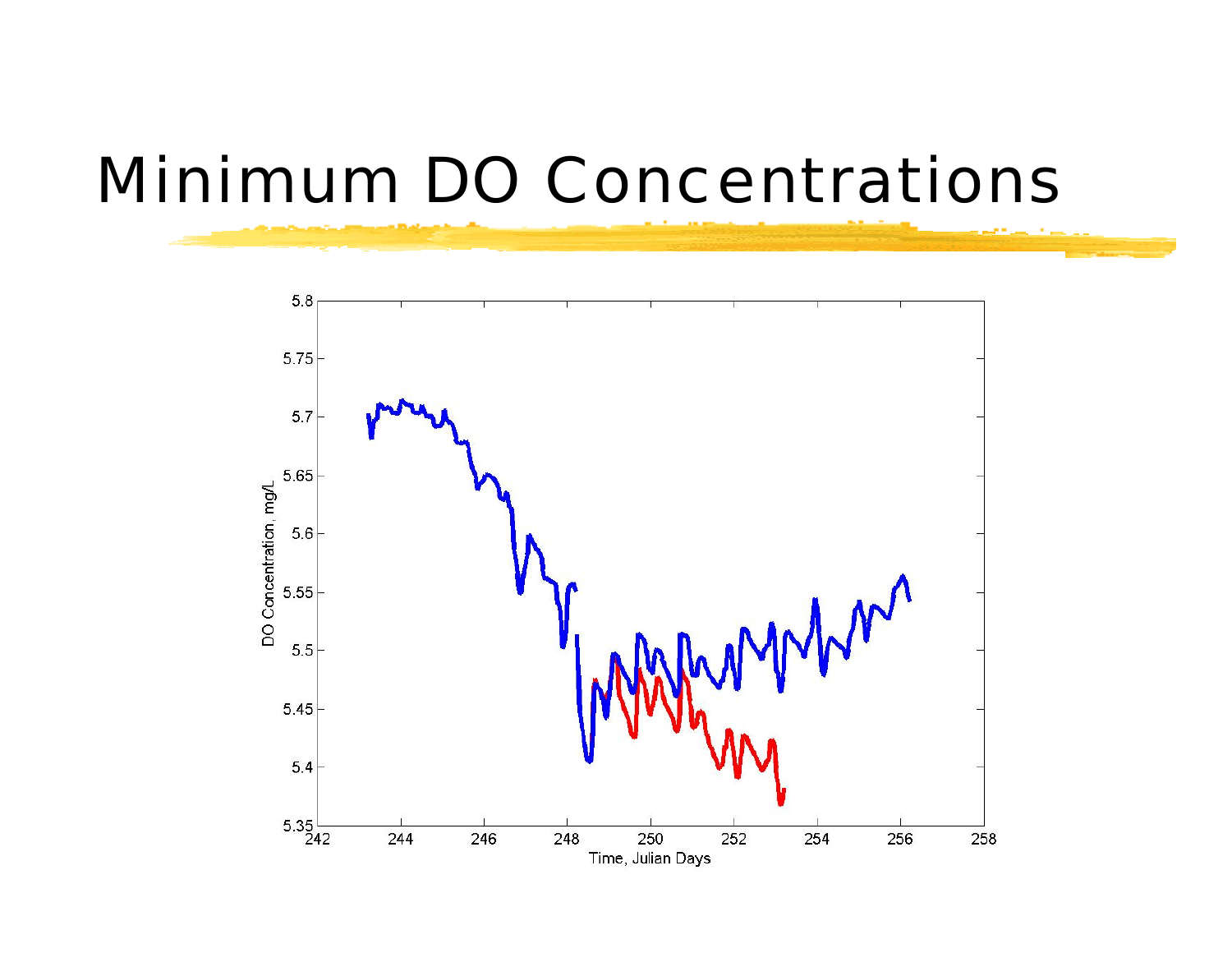# Minimum DO Concentrations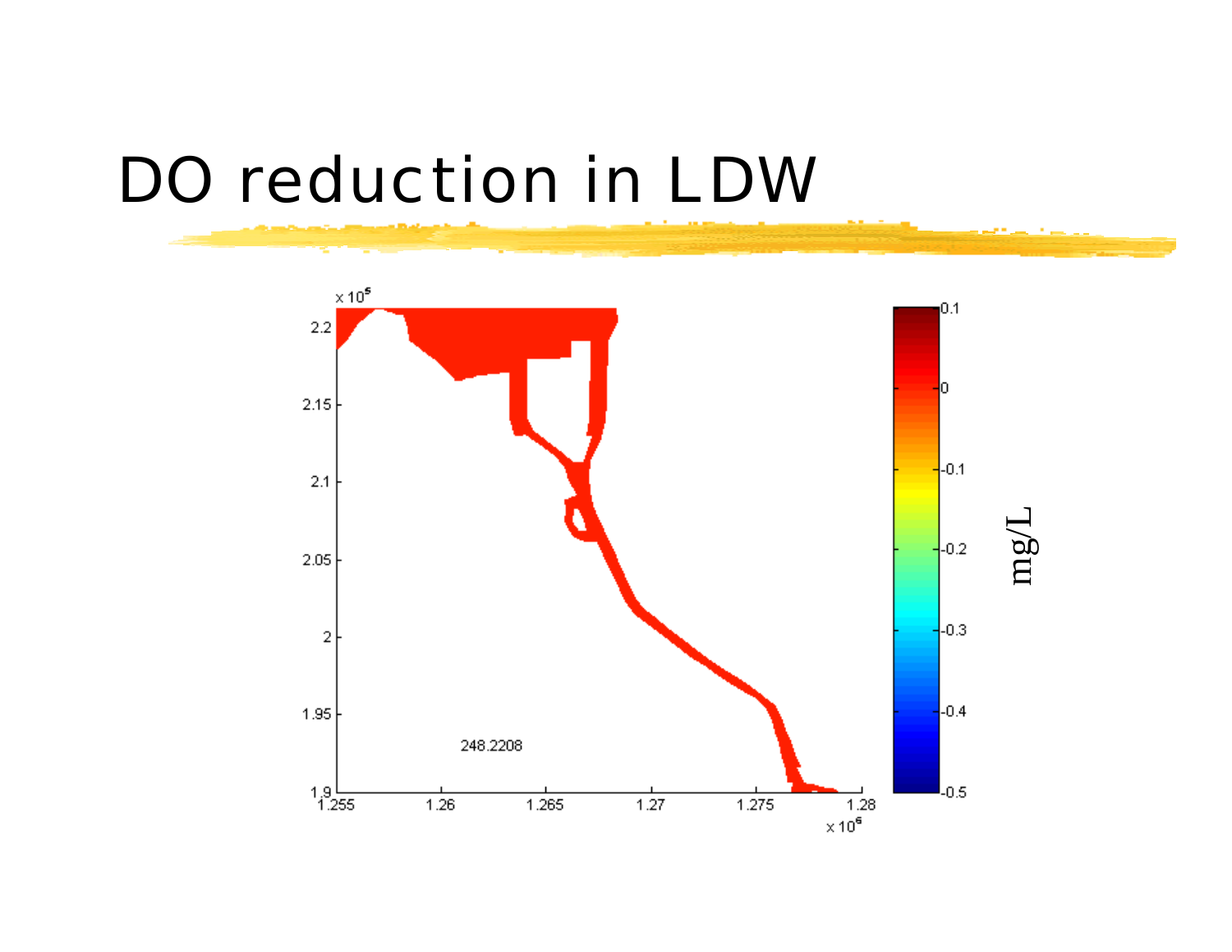# DO reduction in LDW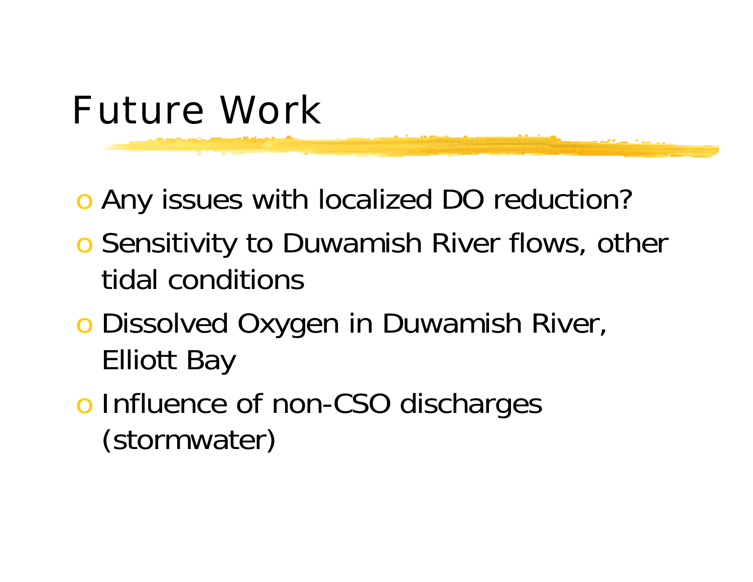# Future Work

- Any issues with localized DO reduction?
- Sensitivity to Duwamish River flows, other tidal conditions
- Dissolved Oxygen in Duwamish River, Elliott Bay
- Influence of non-CSO discharges (stormwater)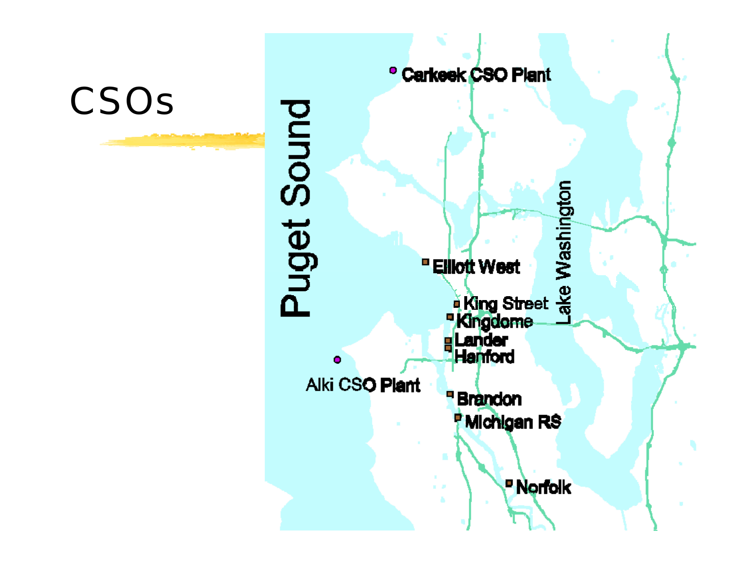# CSOs

Puget Sound

Carkeek CSO Plant

Elliott West

King Street

Kingdome

Lander

Hanford

Alki CSO Plant

Brandon

Michigan RS

Norfolk

Lake Washington